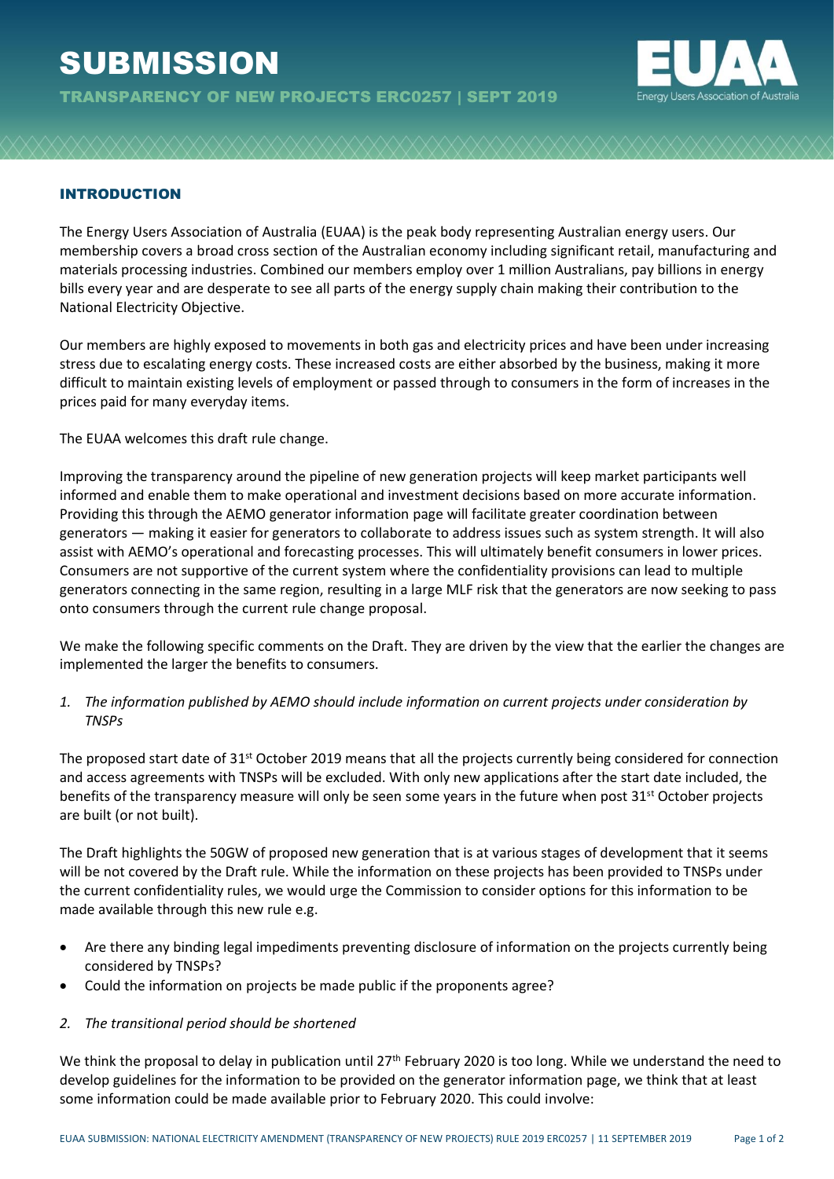# SUBMISSION

**TRANSPARENCY OF NEW PROJECTS ERC0257 | SEPT 2019**

## INTRODUCTION

The Energy Users Association of Australia (EUAA) is the peak body representing Australian energy users. Our membership covers a broad cross section of the Australian economy including significant retail, manufacturing and materials processing industries. Combined our members employ over 1 million Australians, pay billions in energy bills every year and are desperate to see all parts of the energy supply chain making their contribution to the National Electricity Objective.

Our members are highly exposed to movements in both gas and electricity prices and have been under increasing stress due to escalating energy costs. These increased costs are either absorbed by the business, making it more difficult to maintain existing levels of employment or passed through to consumers in the form of increases in the prices paid for many everyday items.

The EUAA welcomes this draft rule change.

Improving the transparency around the pipeline of new generation projects will keep market participants well informed and enable them to make operational and investment decisions based on more accurate information. Providing this through the AEMO generator information page will facilitate greater coordination between generators — making it easier for generators to collaborate to address issues such as system strength. It will also assist with AEMO's operational and forecasting processes. This will ultimately benefit consumers in lower prices. Consumers are not supportive of the current system where the confidentiality provisions can lead to multiple generators connecting in the same region, resulting in a large MLF risk that the generators are now seeking to pass onto consumers through the current rule change proposal.

We make the following specific comments on the Draft. They are driven by the view that the earlier the changes are implemented the larger the benefits to consumers.

*1. The information published by AEMO should include information on current projects under consideration by TNSPs*

The proposed start date of 31st October 2019 means that all the projects currently being considered for connection and access agreements with TNSPs will be excluded. With only new applications after the start date included, the benefits of the transparency measure will only be seen some years in the future when post 31st October projects are built (or not built).

The Draft highlights the 50GW of proposed new generation that is at various stages of development that it seems will be not covered by the Draft rule. While the information on these projects has been provided to TNSPs under the current confidentiality rules, we would urge the Commission to consider options for this information to be made available through this new rule e.g.

- Are there any binding legal impediments preventing disclosure of information on the projects currently being considered by TNSPs?
- Could the information on projects be made public if the proponents agree?

*2. The transitional period should be shortened*

We think the proposal to delay in publication until 27th February 2020 is too long. While we understand the need to develop guidelines for the information to be provided on the generator information page, we think that at least some information could be made available prior to February 2020. This could involve: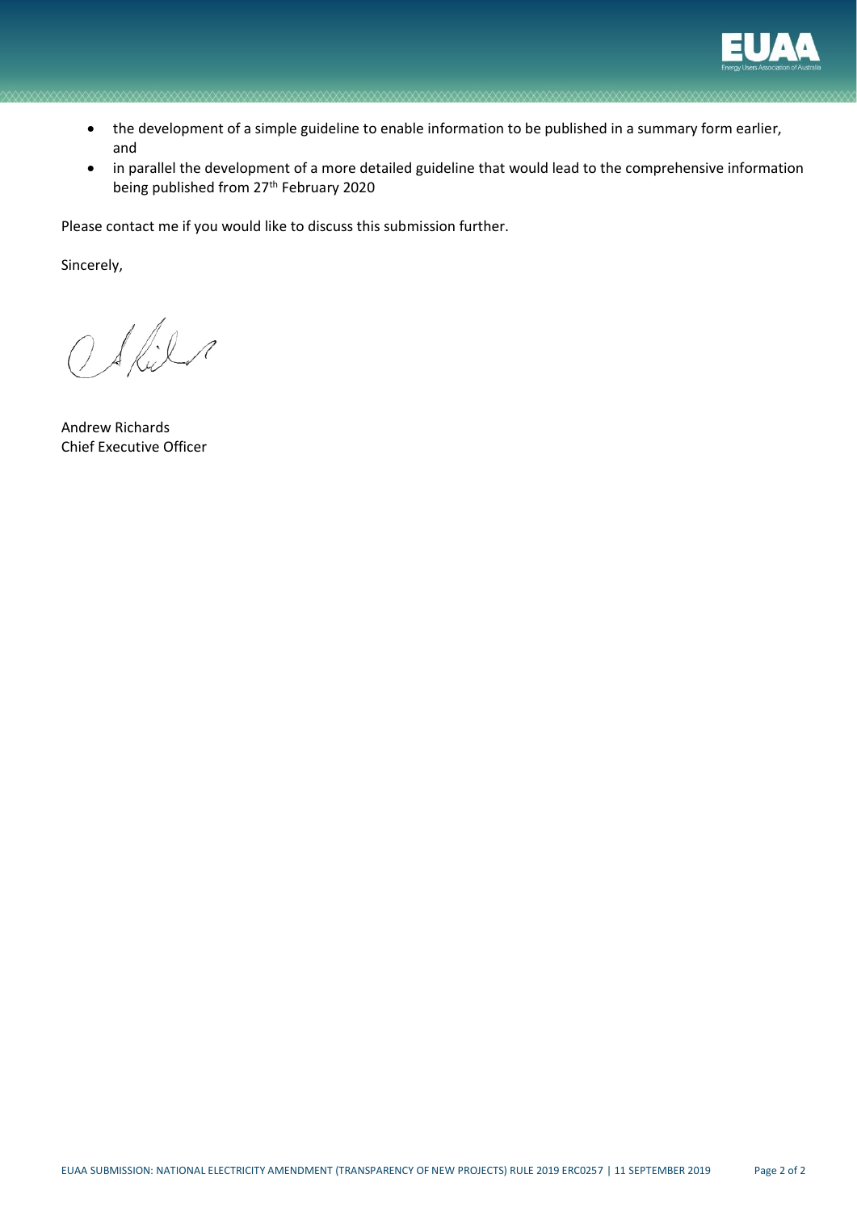- the development of a simple guideline to enable information to be published in a summary form earlier, and
- in parallel the development of a more detailed guideline that would lead to the comprehensive information being published from 27th February 2020

Please contact me if you would like to discuss this submission further.

Sincerely,

Andrew Richards
Chief Executive Officer